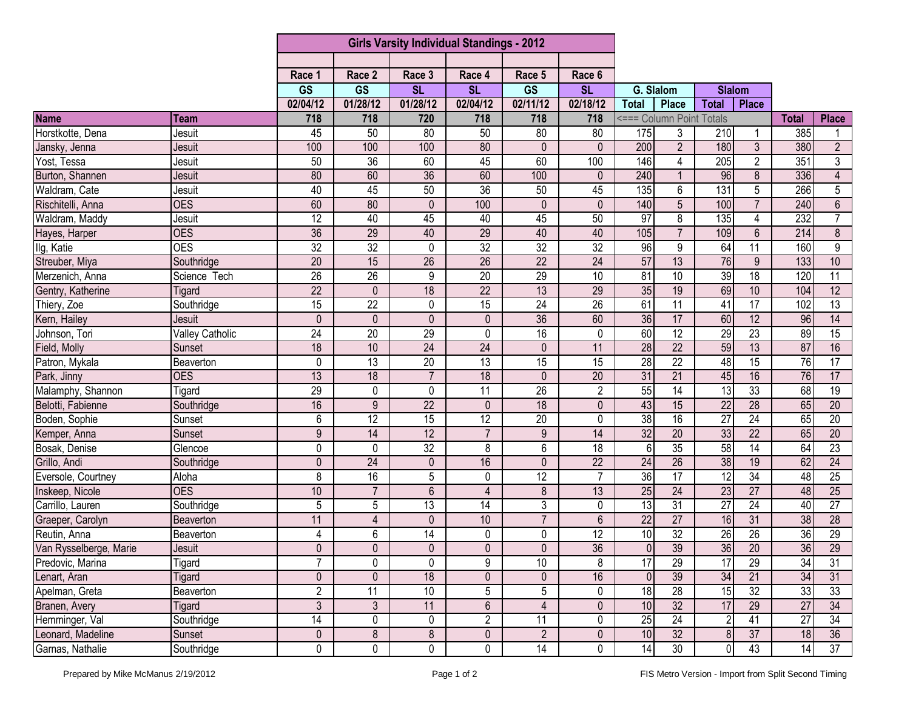## Girls Varsity Individual Standings - 2012

| Name | Team | Race 1 | Race 2 | Race 3 | Race 4 | Race 5 | Race 6 | G. Slalom | | Slalom | | | |
|---|---|---|---|---|---|---|---|---|---|---|---|---|---|
| | | GS | GS | SL | SL | GS | SL | Total | Place | Total | Place | | |
| | | 02/04/12 | 01/28/12 | 01/28/12 | 02/04/12 | 02/11/12 | 02/18/12 | | | | | | |
| | | 718 | 718 | 720 | 718 | 718 | 718 | <=== Column Point Totals | | | | Total | Place |
| Horstkotte, Dena | Jesuit | 45 | 50 | 80 | 50 | 80 | 80 | 175 | 3 | 210 | 1 | 385 | 1 |
| Jansky, Jenna | Jesuit | 100 | 100 | 100 | 80 | 0 | 0 | 200 | 2 | 180 | 3 | 380 | 2 |
| Yost, Tessa | Jesuit | 50 | 36 | 60 | 45 | 60 | 100 | 146 | 4 | 205 | 2 | 351 | 3 |
| Burton, Shannen | Jesuit | 80 | 60 | 36 | 60 | 100 | 0 | 240 | 1 | 96 | 8 | 336 | 4 |
| Waldram, Cate | Jesuit | 40 | 45 | 50 | 36 | 50 | 45 | 135 | 6 | 131 | 5 | 266 | 5 |
| Rischitelli, Anna | OES | 60 | 80 | 0 | 100 | 0 | 0 | 140 | 5 | 100 | 7 | 240 | 6 |
| Waldram, Maddy | Jesuit | 12 | 40 | 45 | 40 | 45 | 50 | 97 | 8 | 135 | 4 | 232 | 7 |
| Hayes, Harper | OES | 36 | 29 | 40 | 29 | 40 | 40 | 105 | 7 | 109 | 6 | 214 | 8 |
| Ilg, Katie | OES | 32 | 32 | 0 | 32 | 32 | 32 | 96 | 9 | 64 | 11 | 160 | 9 |
| Streuber, Miya | Southridge | 20 | 15 | 26 | 26 | 22 | 24 | 57 | 13 | 76 | 9 | 133 | 10 |
| Merzenich, Anna | Science Tech | 26 | 26 | 9 | 20 | 29 | 10 | 81 | 10 | 39 | 18 | 120 | 11 |
| Gentry, Katherine | Tigard | 22 | 0 | 18 | 22 | 13 | 29 | 35 | 19 | 69 | 10 | 104 | 12 |
| Thiery, Zoe | Southridge | 15 | 22 | 0 | 15 | 24 | 26 | 61 | 11 | 41 | 17 | 102 | 13 |
| Kern, Hailey | Jesuit | 0 | 0 | 0 | 0 | 36 | 60 | 36 | 17 | 60 | 12 | 96 | 14 |
| Johnson, Tori | Valley Catholic | 24 | 20 | 29 | 0 | 16 | 0 | 60 | 12 | 29 | 23 | 89 | 15 |
| Field, Molly | Sunset | 18 | 10 | 24 | 24 | 0 | 11 | 28 | 22 | 59 | 13 | 87 | 16 |
| Patron, Mykala | Beaverton | 0 | 13 | 20 | 13 | 15 | 15 | 28 | 22 | 48 | 15 | 76 | 17 |
| Park, Jinny | OES | 13 | 18 | 7 | 18 | 0 | 20 | 31 | 21 | 45 | 16 | 76 | 17 |
| Malamphy, Shannon | Tigard | 29 | 0 | 0 | 11 | 26 | 2 | 55 | 14 | 13 | 33 | 68 | 19 |
| Belotti, Fabienne | Southridge | 16 | 9 | 22 | 0 | 18 | 0 | 43 | 15 | 22 | 28 | 65 | 20 |
| Boden, Sophie | Sunset | 6 | 12 | 15 | 12 | 20 | 0 | 38 | 16 | 27 | 24 | 65 | 20 |
| Kemper, Anna | Sunset | 9 | 14 | 12 | 7 | 9 | 14 | 32 | 20 | 33 | 22 | 65 | 20 |
| Bosak, Denise | Glencoe | 0 | 0 | 32 | 8 | 6 | 18 | 6 | 35 | 58 | 14 | 64 | 23 |
| Grillo, Andi | Southridge | 0 | 24 | 0 | 16 | 0 | 22 | 24 | 26 | 38 | 19 | 62 | 24 |
| Eversole, Courtney | Aloha | 8 | 16 | 5 | 0 | 12 | 7 | 36 | 17 | 12 | 34 | 48 | 25 |
| Inskeep, Nicole | OES | 10 | 7 | 6 | 4 | 8 | 13 | 25 | 24 | 23 | 27 | 48 | 25 |
| Carrillo, Lauren | Southridge | 5 | 5 | 13 | 14 | 3 | 0 | 13 | 31 | 27 | 24 | 40 | 27 |
| Graeper, Carolyn | Beaverton | 11 | 4 | 0 | 10 | 7 | 6 | 22 | 27 | 16 | 31 | 38 | 28 |
| Reutin, Anna | Beaverton | 4 | 6 | 14 | 0 | 0 | 12 | 10 | 32 | 26 | 26 | 36 | 29 |
| Van Rysselberge, Marie | Jesuit | 0 | 0 | 0 | 0 | 0 | 36 | 0 | 39 | 36 | 20 | 36 | 29 |
| Predovic, Marina | Tigard | 7 | 0 | 0 | 9 | 10 | 8 | 17 | 29 | 17 | 29 | 34 | 31 |
| Lenart, Aran | Tigard | 0 | 0 | 18 | 0 | 0 | 16 | 0 | 39 | 34 | 21 | 34 | 31 |
| Apelman, Greta | Beaverton | 2 | 11 | 10 | 5 | 5 | 0 | 18 | 28 | 15 | 32 | 33 | 33 |
| Branen, Avery | Tigard | 3 | 3 | 11 | 6 | 4 | 0 | 10 | 32 | 17 | 29 | 27 | 34 |
| Hemminger, Val | Southridge | 14 | 0 | 0 | 2 | 11 | 0 | 25 | 24 | 2 | 41 | 27 | 34 |
| Leonard, Madeline | Sunset | 0 | 8 | 8 | 0 | 2 | 0 | 10 | 32 | 8 | 37 | 18 | 36 |
| Garnas, Nathalie | Southridge | 0 | 0 | 0 | 0 | 14 | 0 | 14 | 30 | 0 | 43 | 14 | 37 |

Prepared by Mike McManus 2/19/2012

FIS Metro Version - Import from Split Second Timing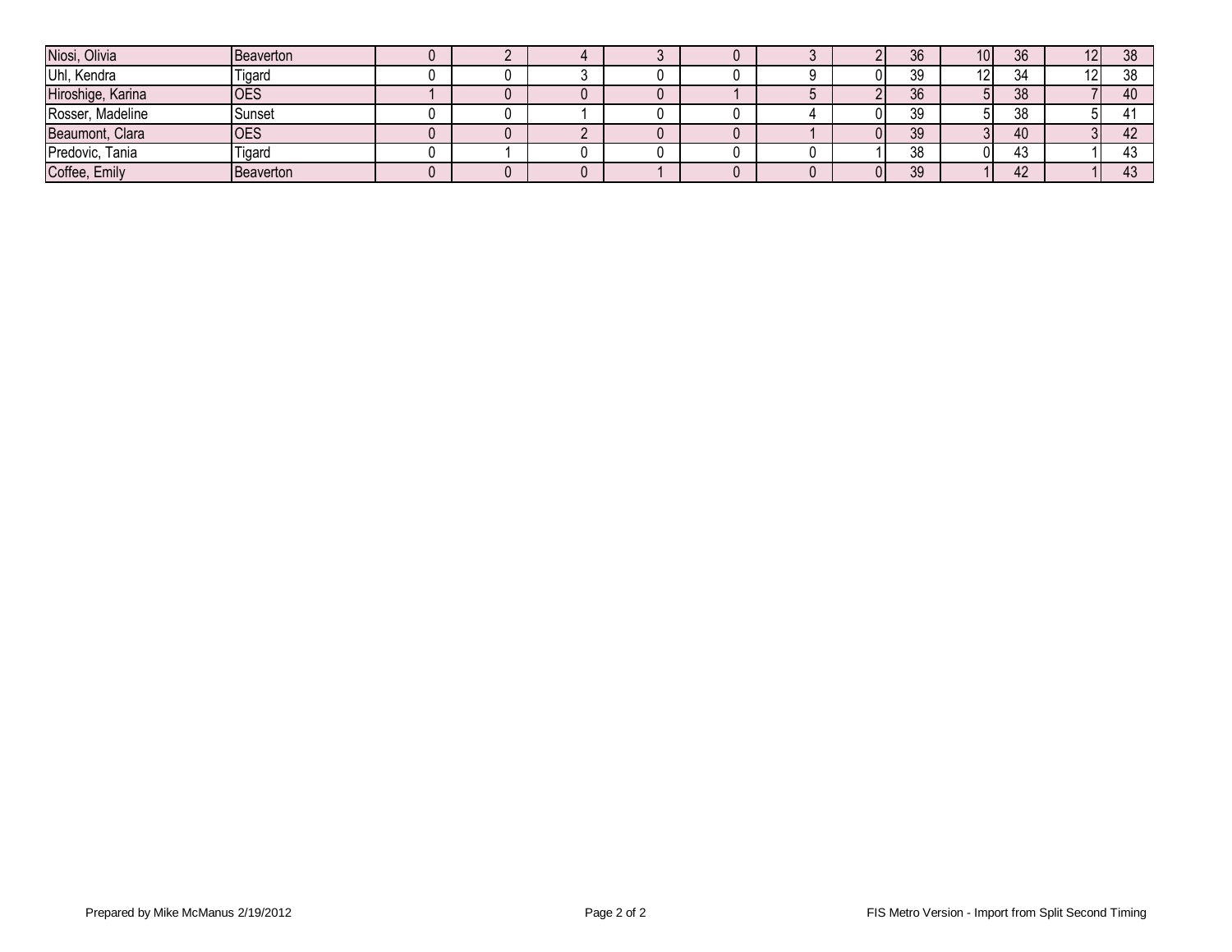| | | | | | | | | | | | | | |
|---|---|---|---|---|---|---|---|---|---|---|---|---|---|
| Niosi, Olivia | Beaverton | 0 | 2 | 4 | 3 | 0 | 3 | 2 | 36 | 10 | 36 | 12 | 38 |
| Uhl, Kendra | Tigard | 0 | 0 | 3 | 0 | 0 | 9 | 0 | 39 | 12 | 34 | 12 | 38 |
| Hiroshige, Karina | OES | 1 | 0 | 0 | 0 | 1 | 5 | 2 | 36 | 5 | 38 | 7 | 40 |
| Rosser, Madeline | Sunset | 0 | 0 | 1 | 0 | 0 | 4 | 0 | 39 | 5 | 38 | 5 | 41 |
| Beaumont, Clara | OES | 0 | 0 | 2 | 0 | 0 | 1 | 0 | 39 | 3 | 40 | 3 | 42 |
| Predovic, Tania | Tigard | 0 | 1 | 0 | 0 | 0 | 0 | 1 | 38 | 0 | 43 | 1 | 43 |
| Coffee, Emily | Beaverton | 0 | 0 | 0 | 1 | 0 | 0 | 0 | 39 | 1 | 42 | 1 | 43 |

Prepared by Mike McManus 2/19/2012

FIS Metro Version - Import from Split Second Timing